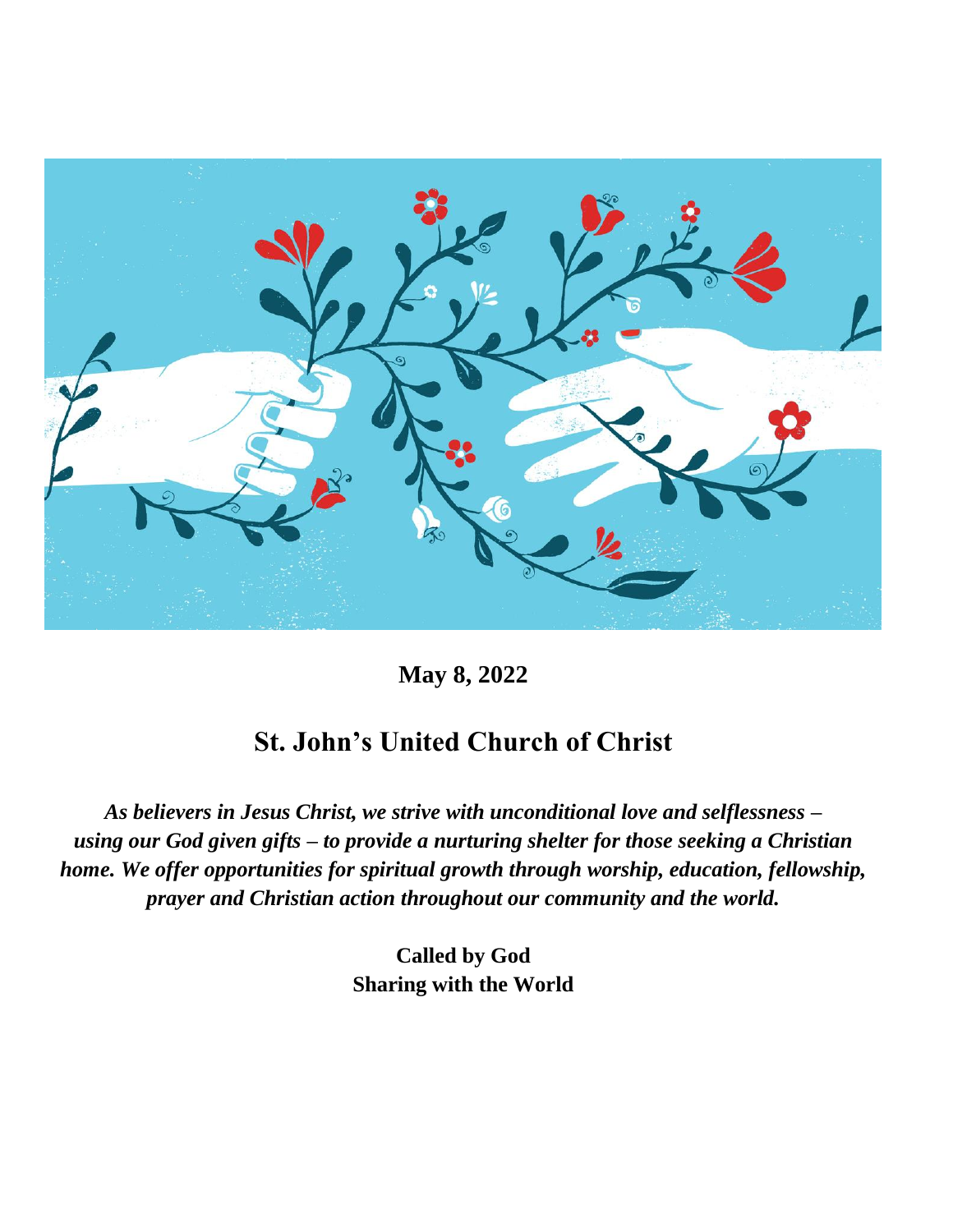**May 8, 2022**

## St. John's United Church of Christ

***As believers in Jesus Christ, we strive with unconditional love and selflessness – using our God given gifts – to provide a nurturing shelter for those seeking a Christian home. We offer opportunities for spiritual growth through worship, education, fellowship, prayer and Christian action throughout our community and the world.***

**Called by God**
**Sharing with the World**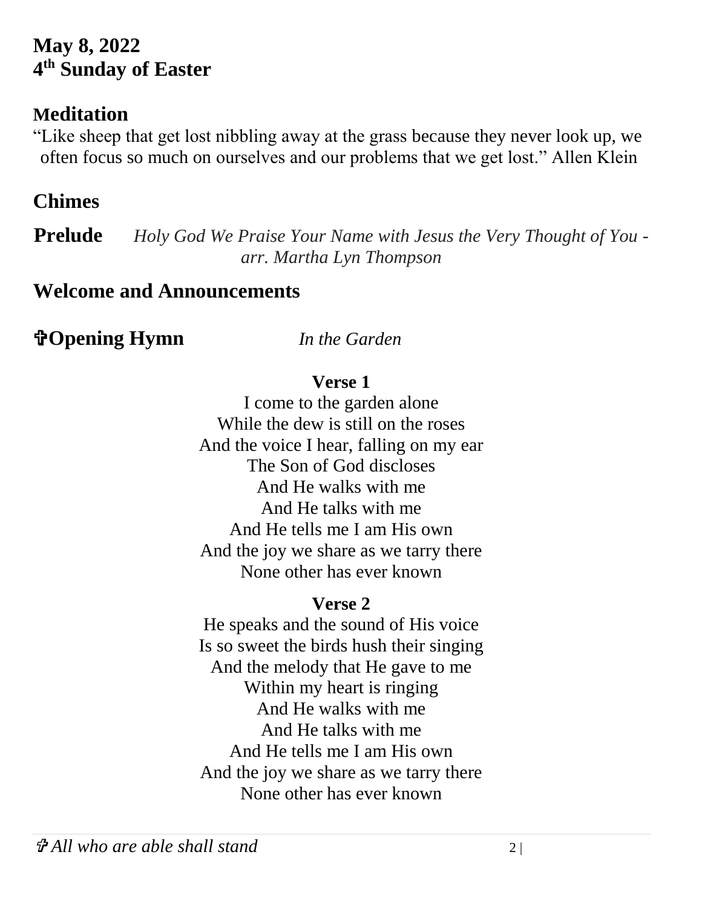**May 8, 2022**
**4th Sunday of Easter**

## Meditation

"Like sheep that get lost nibbling away at the grass because they never look up, we often focus so much on ourselves and our problems that we get lost." Allen Klein

## Chimes

**Prelude** *Holy God We Praise Your Name with Jesus the Very Thought of You - arr. Martha Lyn Thompson*

## Welcome and Announcements

## ✞Opening Hymn *In the Garden*

**Verse 1**

I come to the garden alone
While the dew is still on the roses
And the voice I hear, falling on my ear
The Son of God discloses
And He walks with me
And He talks with me
And He tells me I am His own
And the joy we share as we tarry there
None other has ever known

**Verse 2**

He speaks and the sound of His voice
Is so sweet the birds hush their singing
And the melody that He gave to me
Within my heart is ringing
And He walks with me
And He talks with me
And He tells me I am His own
And the joy we share as we tarry there
None other has ever known

✞ *All who are able shall stand*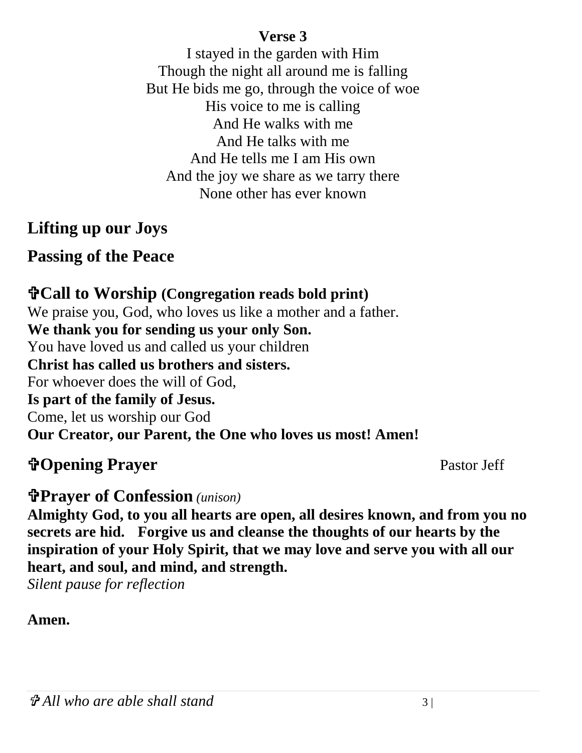**Verse 3**

I stayed in the garden with Him
Though the night all around me is falling
But He bids me go, through the voice of woe
His voice to me is calling
And He walks with me
And He talks with me
And He tells me I am His own
And the joy we share as we tarry there
None other has ever known

## Lifting up our Joys

## Passing of the Peace

## ✞Call to Worship (Congregation reads bold print)

We praise you, God, who loves us like a mother and a father.
**We thank you for sending us your only Son.**
You have loved us and called us your children
**Christ has called us brothers and sisters.**
For whoever does the will of God,
**Is part of the family of Jesus.**
Come, let us worship our God
**Our Creator, our Parent, the One who loves us most! Amen!**

## ✞Opening Prayer

Pastor Jeff

## ✞Prayer of Confession *(unison)*

**Almighty God, to you all hearts are open, all desires known, and from you no secrets are hid. Forgive us and cleanse the thoughts of our hearts by the inspiration of your Holy Spirit, that we may love and serve you with all our heart, and soul, and mind, and strength.**

*Silent pause for reflection*

**Amen.**

*✞ All who are able shall stand*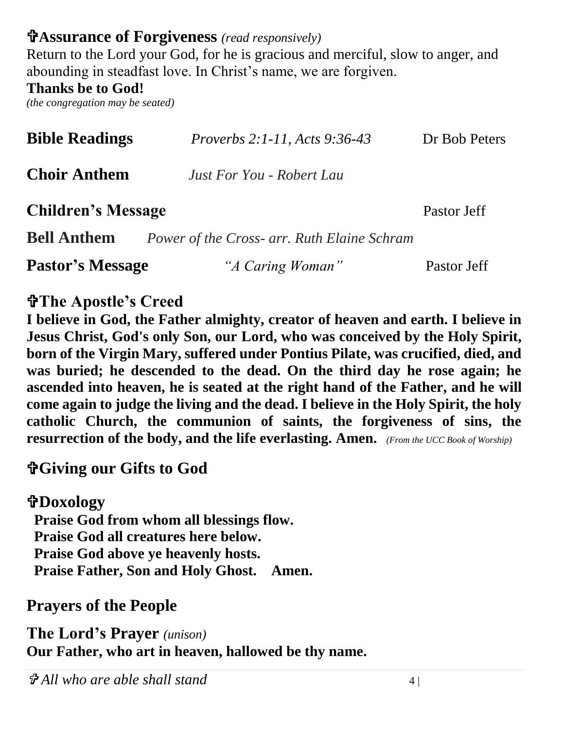## ✞Assurance of Forgiveness *(read responsively)*

Return to the Lord your God, for he is gracious and merciful, slow to anger, and abounding in steadfast love. In Christ's name, we are forgiven.

**Thanks be to God!**

*(the congregation may be seated)*

**Bible Readings** *Proverbs 2:1-11, Acts 9:36-43* Dr Bob Peters

**Choir Anthem** *Just For You - Robert Lau*

**Children's Message** Pastor Jeff

**Bell Anthem** *Power of the Cross- arr. Ruth Elaine Schram*

**Pastor's Message** *"A Caring Woman"* Pastor Jeff

## ✞The Apostle's Creed

**I believe in God, the Father almighty, creator of heaven and earth. I believe in Jesus Christ, God's only Son, our Lord, who was conceived by the Holy Spirit, born of the Virgin Mary, suffered under Pontius Pilate, was crucified, died, and was buried; he descended to the dead. On the third day he rose again; he ascended into heaven, he is seated at the right hand of the Father, and he will come again to judge the living and the dead. I believe in the Holy Spirit, the holy catholic Church, the communion of saints, the forgiveness of sins, the resurrection of the body, and the life everlasting. Amen.** *(From the UCC Book of Worship)*

## ✞Giving our Gifts to God

## ✞Doxology

**Praise God from whom all blessings flow.**
**Praise God all creatures here below.**
**Praise God above ye heavenly hosts.**
**Praise Father, Son and Holy Ghost. Amen.**

## Prayers of the People

## The Lord's Prayer *(unison)*

**Our Father, who art in heaven, hallowed be thy name.**

*✞ All who are able shall stand*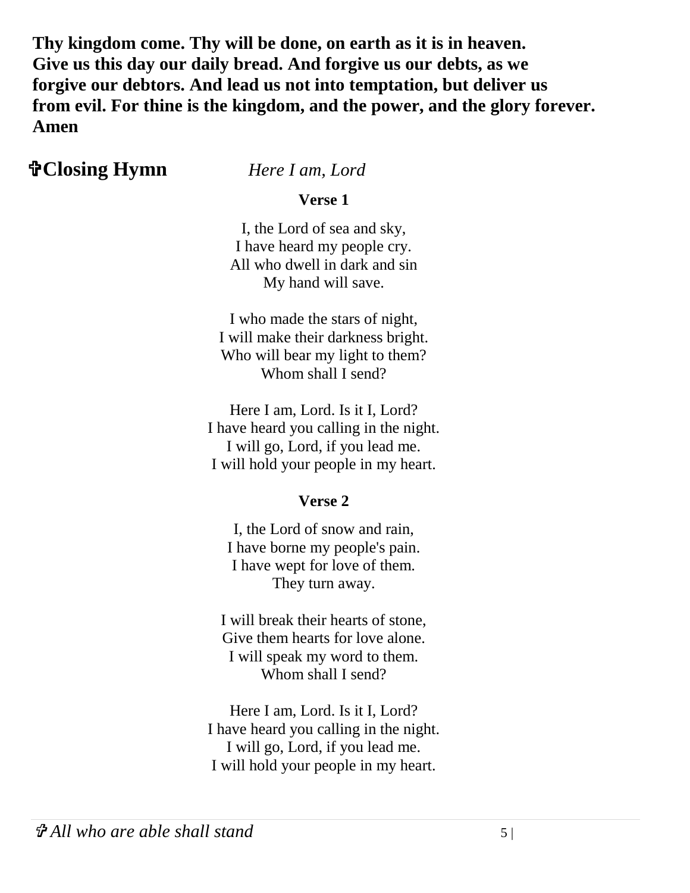**Thy kingdom come. Thy will be done, on earth as it is in heaven. Give us this day our daily bread. And forgive us our debts, as we forgive our debtors. And lead us not into temptation, but deliver us from evil. For thine is the kingdom, and the power, and the glory forever. Amen**

## ✞Closing Hymn *Here I am, Lord*

**Verse 1**

I, the Lord of sea and sky,
I have heard my people cry.
All who dwell in dark and sin
My hand will save.

I who made the stars of night,
I will make their darkness bright.
Who will bear my light to them?
Whom shall I send?

Here I am, Lord. Is it I, Lord?
I have heard you calling in the night.
I will go, Lord, if you lead me.
I will hold your people in my heart.

**Verse 2**

I, the Lord of snow and rain,
I have borne my people's pain.
I have wept for love of them.
They turn away.

I will break their hearts of stone,
Give them hearts for love alone.
I will speak my word to them.
Whom shall I send?

Here I am, Lord. Is it I, Lord?
I have heard you calling in the night.
I will go, Lord, if you lead me.
I will hold your people in my heart.

✞ *All who are able shall stand*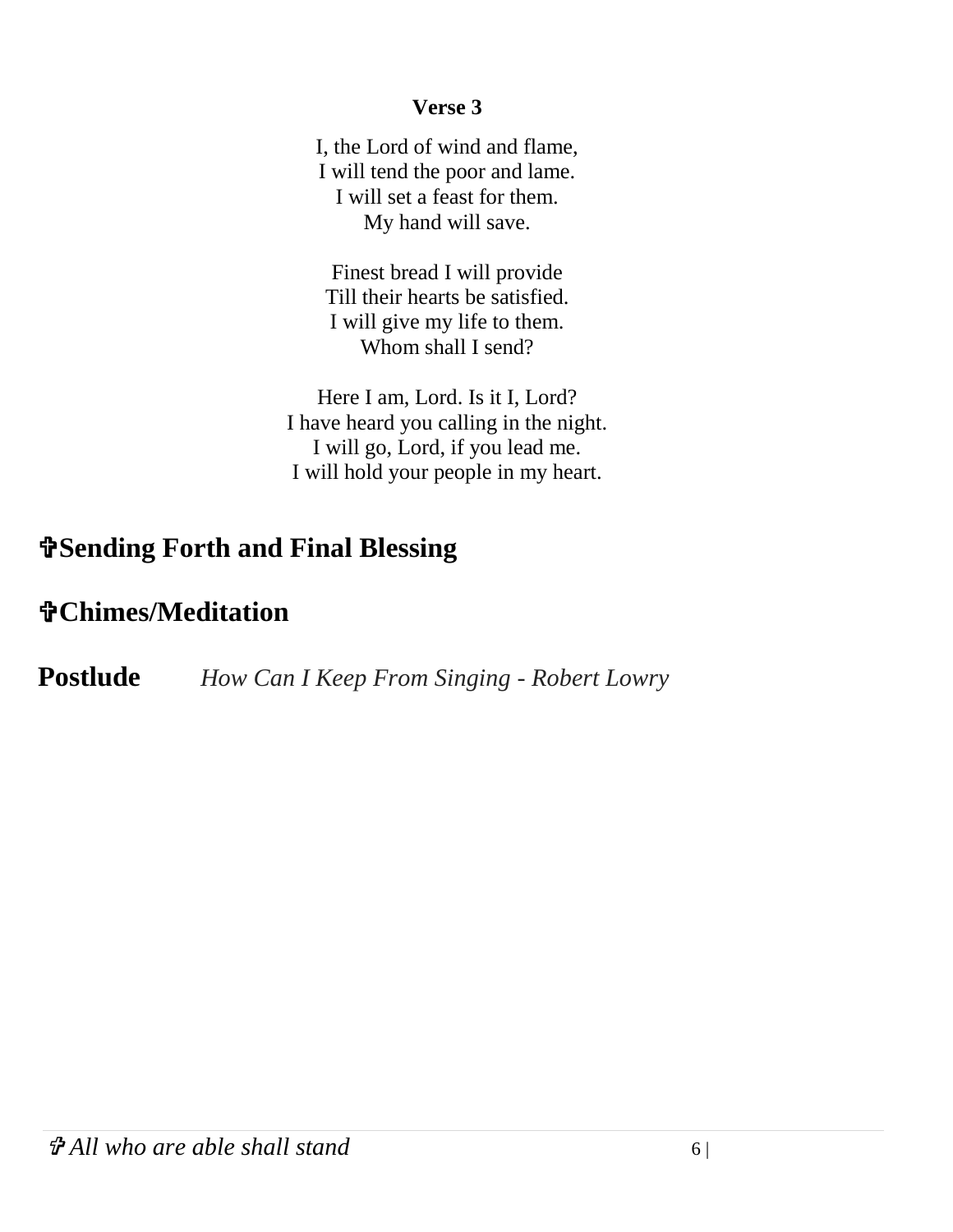**Verse 3**

I, the Lord of wind and flame,
I will tend the poor and lame.
I will set a feast for them.
My hand will save.

Finest bread I will provide
Till their hearts be satisfied.
I will give my life to them.
Whom shall I send?

Here I am, Lord. Is it I, Lord?
I have heard you calling in the night.
I will go, Lord, if you lead me.
I will hold your people in my heart.

## ✞Sending Forth and Final Blessing

## ✞Chimes/Meditation

**Postlude** *How Can I Keep From Singing - Robert Lowry*

*✞ All who are able shall stand*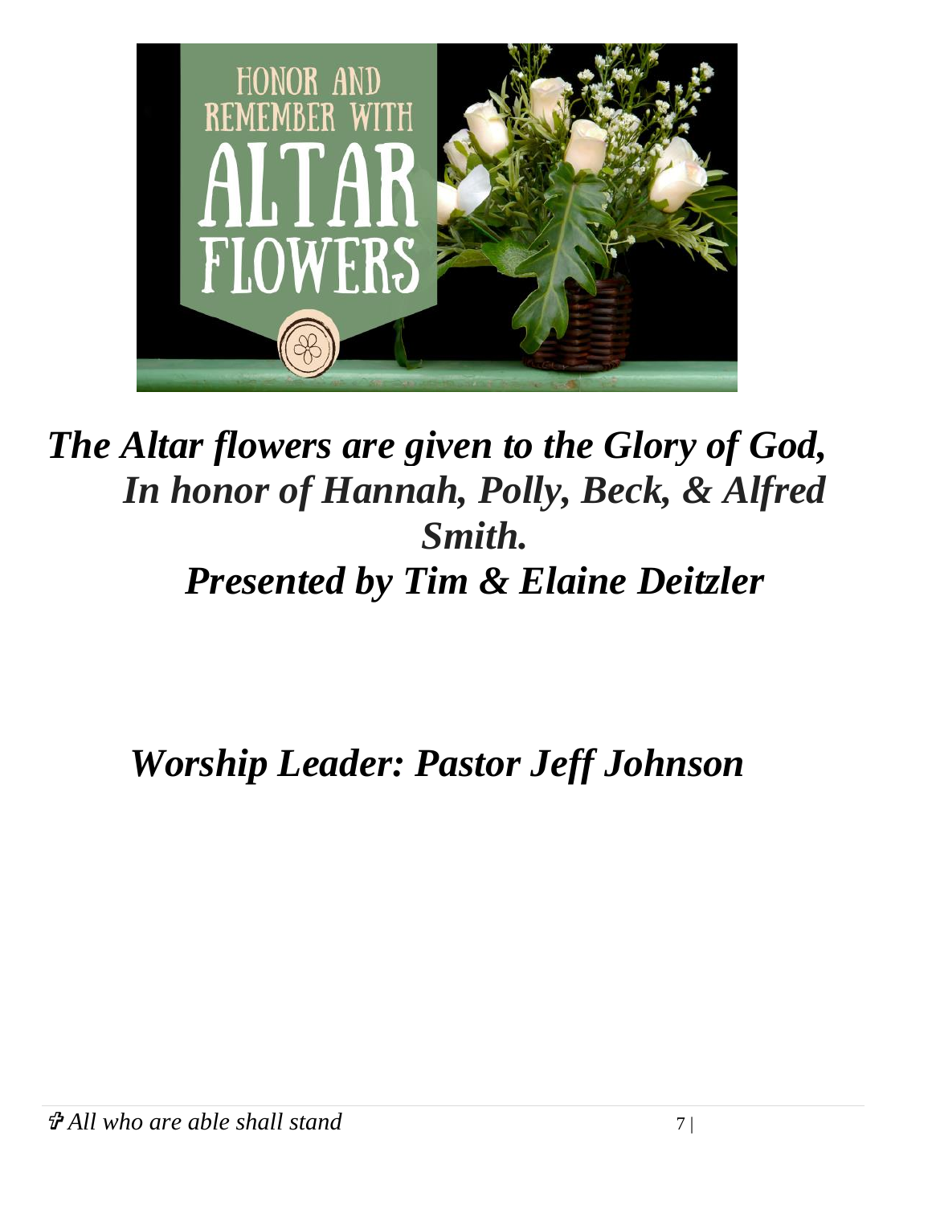*The Altar flowers are given to the Glory of God,*
*In honor of Hannah, Polly, Beck, & Alfred Smith.*
*Presented by Tim & Elaine Deitzler*

***Worship Leader: Pastor Jeff Johnson***

✞ *All who are able shall stand*